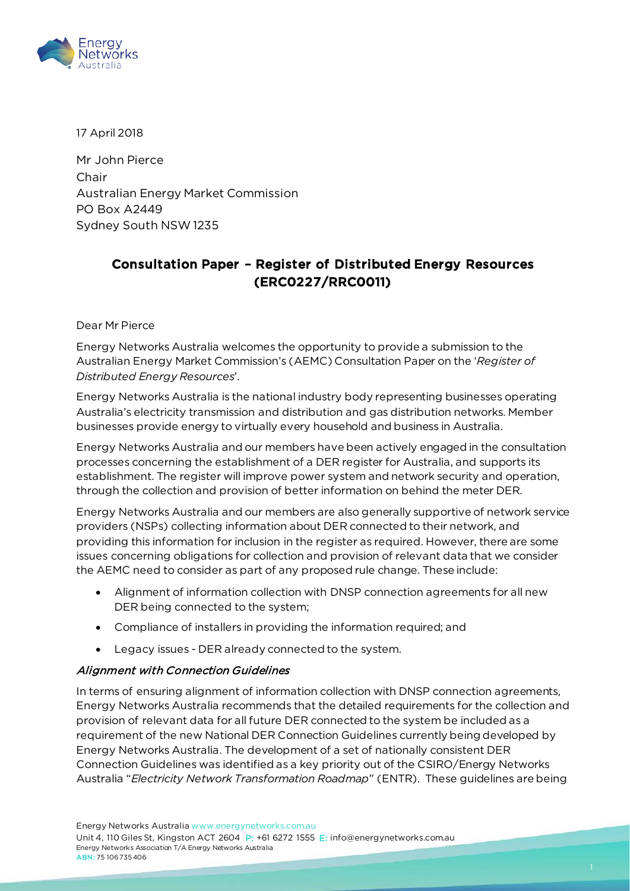17 April 2018

Mr John Pierce
Chair
Australian Energy Market Commission
PO Box A2449
Sydney South NSW 1235

## Consultation Paper – Register of Distributed Energy Resources (ERC0227/RRC0011)

Dear Mr Pierce

Energy Networks Australia welcomes the opportunity to provide a submission to the Australian Energy Market Commission's (AEMC) Consultation Paper on the '*Register of Distributed Energy Resources*'.

Energy Networks Australia is the national industry body representing businesses operating Australia's electricity transmission and distribution and gas distribution networks. Member businesses provide energy to virtually every household and business in Australia.

Energy Networks Australia and our members have been actively engaged in the consultation processes concerning the establishment of a DER register for Australia, and supports its establishment. The register will improve power system and network security and operation, through the collection and provision of better information on behind the meter DER.

Energy Networks Australia and our members are also generally supportive of network service providers (NSPs) collecting information about DER connected to their network, and providing this information for inclusion in the register as required. However, there are some issues concerning obligations for collection and provision of relevant data that we consider the AEMC need to consider as part of any proposed rule change. These include:

- Alignment of information collection with DNSP connection agreements for all new DER being connected to the system;
- Compliance of installers in providing the information required; and
- Legacy issues - DER already connected to the system.

### *Alignment with Connection Guidelines*

In terms of ensuring alignment of information collection with DNSP connection agreements, Energy Networks Australia recommends that the detailed requirements for the collection and provision of relevant data for all future DER connected to the system be included as a requirement of the new National DER Connection Guidelines currently being developed by Energy Networks Australia. The development of a set of nationally consistent DER Connection Guidelines was identified as a key priority out of the CSIRO/Energy Networks Australia "*Electricity Network Transformation Roadmap*" (ENTR). These guidelines are being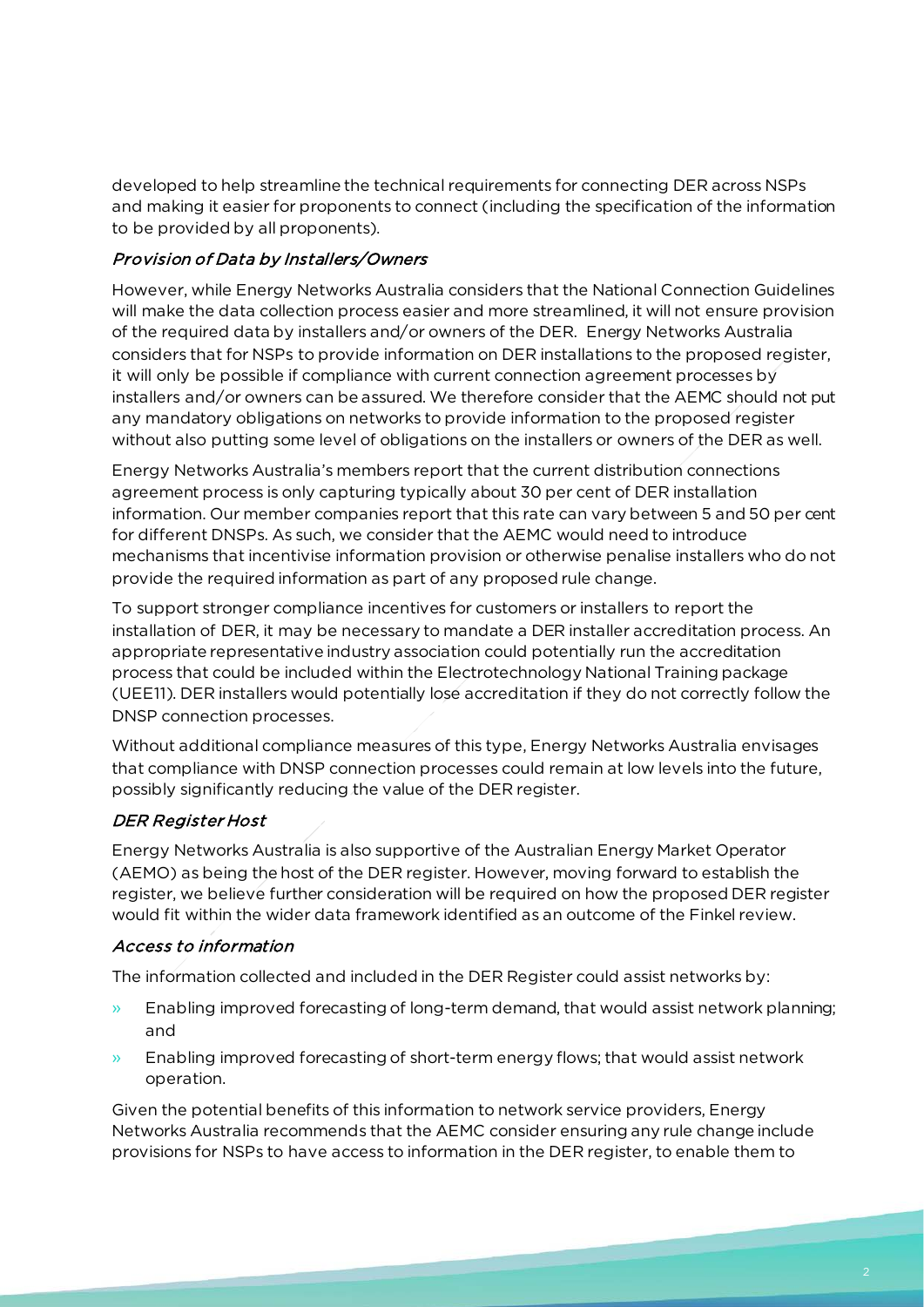developed to help streamline the technical requirements for connecting DER across NSPs and making it easier for proponents to connect (including the specification of the information to be provided by all proponents).

### *Provision of Data by Installers/Owners*

However, while Energy Networks Australia considers that the National Connection Guidelines will make the data collection process easier and more streamlined, it will not ensure provision of the required data by installers and/or owners of the DER. Energy Networks Australia considers that for NSPs to provide information on DER installations to the proposed register, it will only be possible if compliance with current connection agreement processes by installers and/or owners can be assured. We therefore consider that the AEMC should not put any mandatory obligations on networks to provide information to the proposed register without also putting some level of obligations on the installers or owners of the DER as well.

Energy Networks Australia's members report that the current distribution connections agreement process is only capturing typically about 30 per cent of DER installation information. Our member companies report that this rate can vary between 5 and 50 per cent for different DNSPs. As such, we consider that the AEMC would need to introduce mechanisms that incentivise information provision or otherwise penalise installers who do not provide the required information as part of any proposed rule change.

To support stronger compliance incentives for customers or installers to report the installation of DER, it may be necessary to mandate a DER installer accreditation process. An appropriate representative industry association could potentially run the accreditation process that could be included within the Electrotechnology National Training package (UEE11). DER installers would potentially lose accreditation if they do not correctly follow the DNSP connection processes.

Without additional compliance measures of this type, Energy Networks Australia envisages that compliance with DNSP connection processes could remain at low levels into the future, possibly significantly reducing the value of the DER register.

### *DER Register Host*

Energy Networks Australia is also supportive of the Australian Energy Market Operator (AEMO) as being the host of the DER register. However, moving forward to establish the register, we believe further consideration will be required on how the proposed DER register would fit within the wider data framework identified as an outcome of the Finkel review.

### *Access to information*

The information collected and included in the DER Register could assist networks by:

- Enabling improved forecasting of long-term demand, that would assist network planning; and
- Enabling improved forecasting of short-term energy flows; that would assist network operation.

Given the potential benefits of this information to network service providers, Energy Networks Australia recommends that the AEMC consider ensuring any rule change include provisions for NSPs to have access to information in the DER register, to enable them to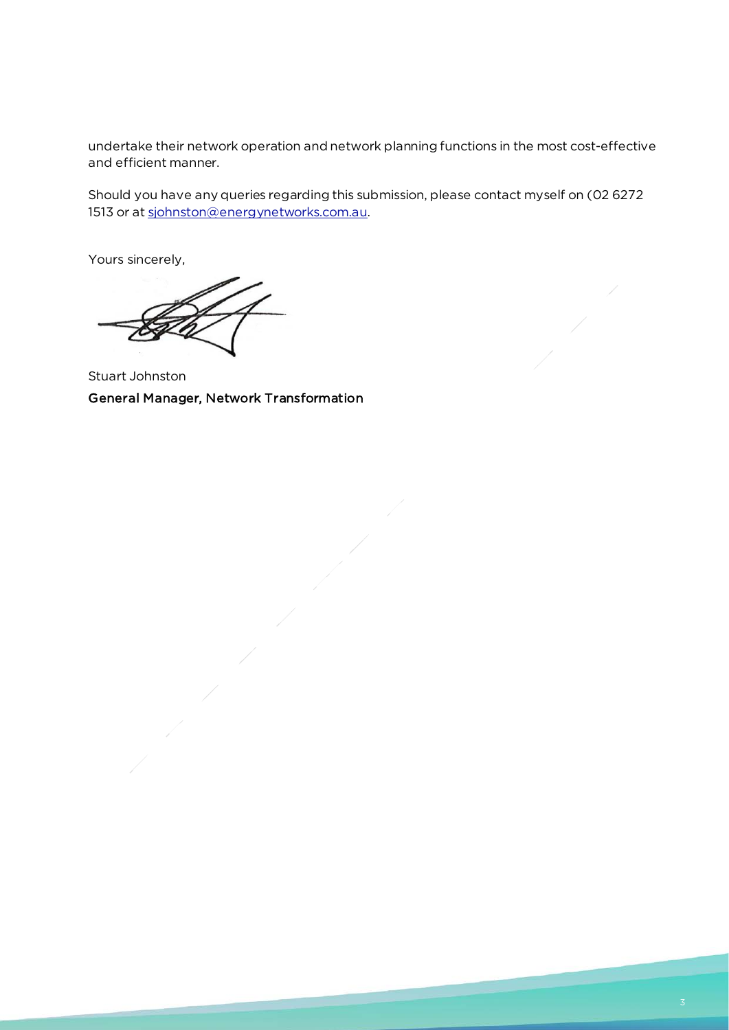undertake their network operation and network planning functions in the most cost-effective and efficient manner.

Should you have any queries regarding this submission, please contact myself on (02 6272 1513 or at sjohnston@energynetworks.com.au.

Yours sincerely,

Stuart Johnston
**General Manager, Network Transformation**